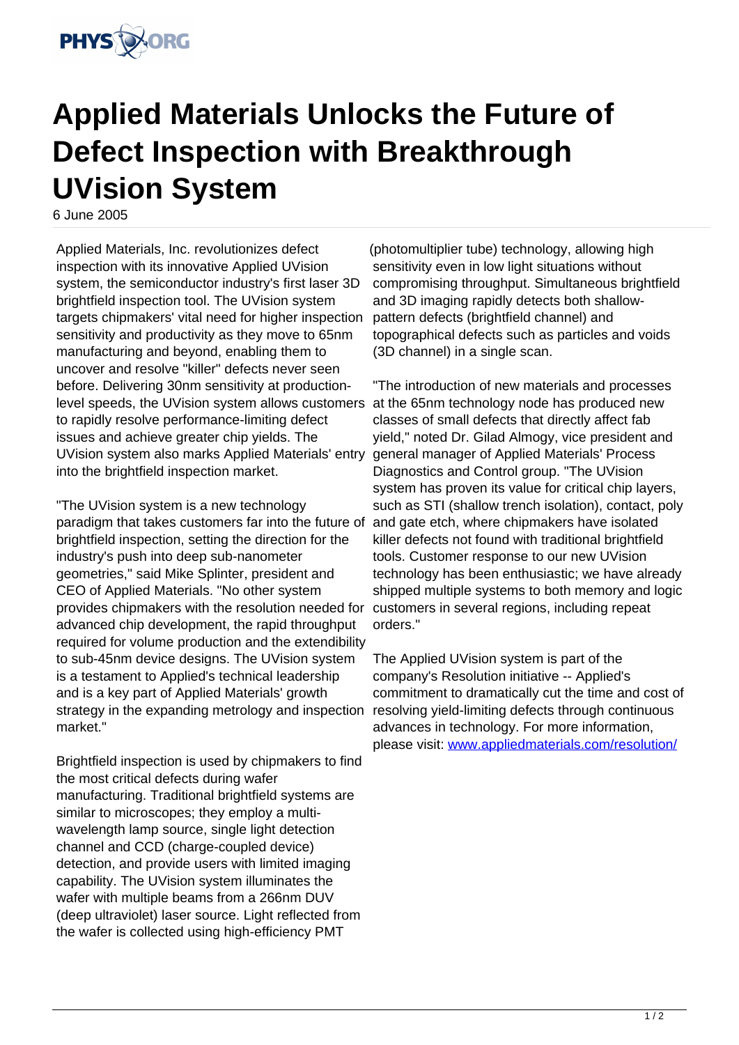# Applied Materials Unlocks the Future of Defect Inspection with Breakthrough UVision System

6 June 2005

Applied Materials, Inc. revolutionizes defect inspection with its innovative Applied UVision system, the semiconductor industry's first laser 3D brightfield inspection tool. The UVision system targets chipmakers' vital need for higher inspection sensitivity and productivity as they move to 65nm manufacturing and beyond, enabling them to uncover and resolve "killer" defects never seen before. Delivering 30nm sensitivity at production-level speeds, the UVision system allows customers to rapidly resolve performance-limiting defect issues and achieve greater chip yields. The UVision system also marks Applied Materials' entry into the brightfield inspection market.

"The UVision system is a new technology paradigm that takes customers far into the future of brightfield inspection, setting the direction for the industry's push into deep sub-nanometer geometries," said Mike Splinter, president and CEO of Applied Materials. "No other system provides chipmakers with the resolution needed for advanced chip development, the rapid throughput required for volume production and the extendibility to sub-45nm device designs. The UVision system is a testament to Applied's technical leadership and is a key part of Applied Materials' growth strategy in the expanding metrology and inspection market."

Brightfield inspection is used by chipmakers to find the most critical defects during wafer manufacturing. Traditional brightfield systems are similar to microscopes; they employ a multi-wavelength lamp source, single light detection channel and CCD (charge-coupled device) detection, and provide users with limited imaging capability. The UVision system illuminates the wafer with multiple beams from a 266nm DUV (deep ultraviolet) laser source. Light reflected from the wafer is collected using high-efficiency PMT (photomultiplier tube) technology, allowing high sensitivity even in low light situations without compromising throughput. Simultaneous brightfield and 3D imaging rapidly detects both shallow-pattern defects (brightfield channel) and topographical defects such as particles and voids (3D channel) in a single scan.

"The introduction of new materials and processes at the 65nm technology node has produced new classes of small defects that directly affect fab yield," noted Dr. Gilad Almogy, vice president and general manager of Applied Materials' Process Diagnostics and Control group. "The UVision system has proven its value for critical chip layers, such as STI (shallow trench isolation), contact, poly and gate etch, where chipmakers have isolated killer defects not found with traditional brightfield tools. Customer response to our new UVision technology has been enthusiastic; we have already shipped multiple systems to both memory and logic customers in several regions, including repeat orders."

The Applied UVision system is part of the company's Resolution initiative -- Applied's commitment to dramatically cut the time and cost of resolving yield-limiting defects through continuous advances in technology. For more information, please visit: www.appliedmaterials.com/resolution/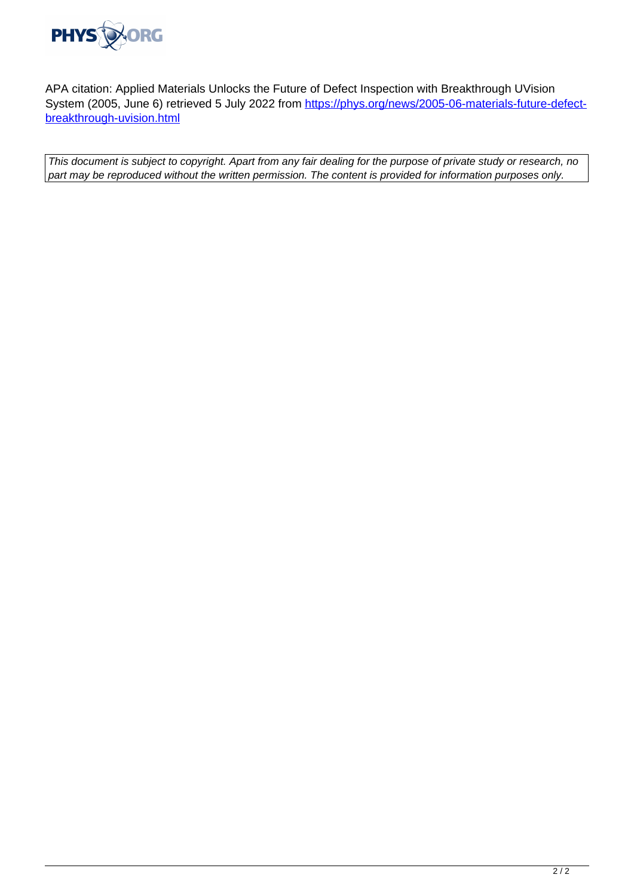APA citation: Applied Materials Unlocks the Future of Defect Inspection with Breakthrough UVision System (2005, June 6) retrieved 5 July 2022 from https://phys.org/news/2005-06-materials-future-defect-breakthrough-uvision.html

*This document is subject to copyright. Apart from any fair dealing for the purpose of private study or research, no part may be reproduced without the written permission. The content is provided for information purposes only.*